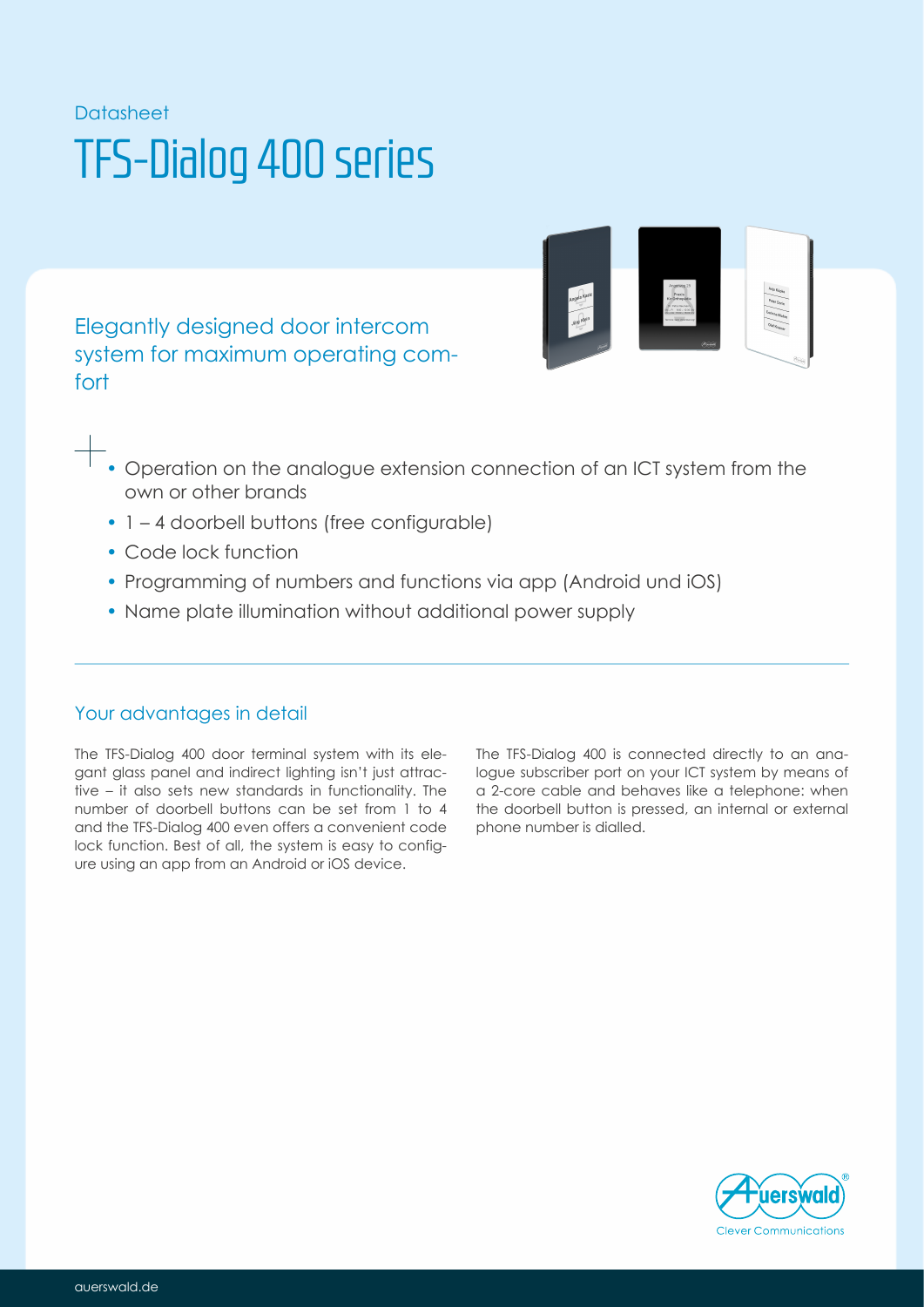Datasheet

# TFS-Dialog 400 series

## Elegantly designed door intercom system for maximum operating comfort

- Operation on the analogue extension connection of an ICT system from the own or other brands
- 1 – 4 doorbell buttons (free configurable)
- Code lock function
- Programming of numbers and functions via app (Android und iOS)
- Name plate illumination without additional power supply

### Your advantages in detail

The TFS-Dialog 400 door terminal system with its elegant glass panel and indirect lighting isn't just attractive – it also sets new standards in functionality. The number of doorbell buttons can be set from 1 to 4 and the TFS-Dialog 400 even offers a convenient code lock function. Best of all, the system is easy to configure using an app from an Android or iOS device.

The TFS-Dialog 400 is connected directly to an analogue subscriber port on your ICT system by means of a 2-core cable and behaves like a telephone: when the doorbell button is pressed, an internal or external phone number is dialled.

Auerswald® Clever Communications

auerswald.de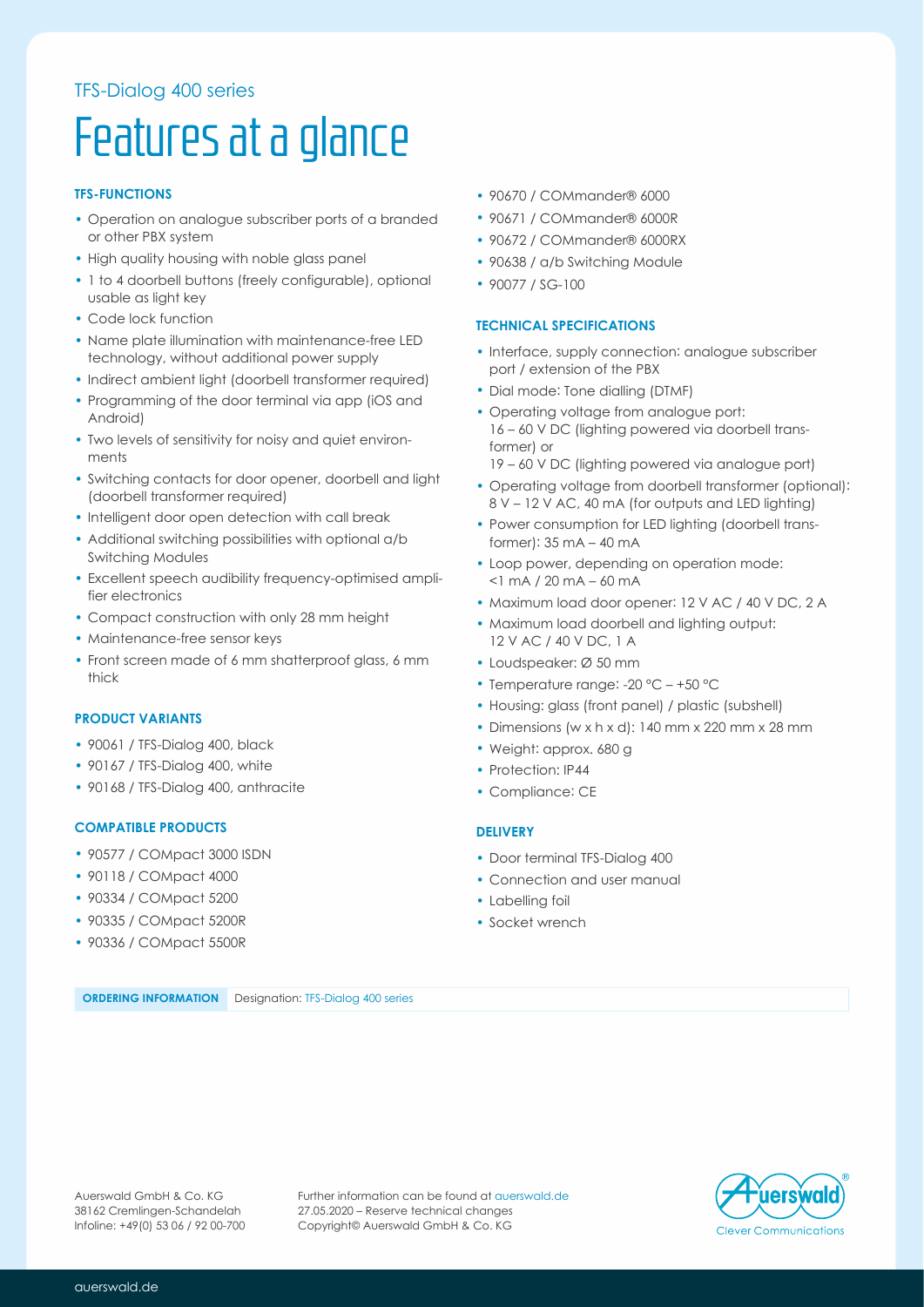TFS-Dialog 400 series

# Features at a glance

### TFS-FUNCTIONS

- Operation on analogue subscriber ports of a branded or other PBX system
- High quality housing with noble glass panel
- 1 to 4 doorbell buttons (freely configurable), optional usable as light key
- Code lock function
- Name plate illumination with maintenance-free LED technology, without additional power supply
- Indirect ambient light (doorbell transformer required)
- Programming of the door terminal via app (iOS and Android)
- Two levels of sensitivity for noisy and quiet environments
- Switching contacts for door opener, doorbell and light (doorbell transformer required)
- Intelligent door open detection with call break
- Additional switching possibilities with optional a/b Switching Modules
- Excellent speech audibility frequency-optimised amplifier electronics
- Compact construction with only 28 mm height
- Maintenance-free sensor keys
- Front screen made of 6 mm shatterproof glass, 6 mm thick

### PRODUCT VARIANTS

- 90061 / TFS-Dialog 400, black
- 90167 / TFS-Dialog 400, white
- 90168 / TFS-Dialog 400, anthracite

### COMPATIBLE PRODUCTS

- 90577 / COMpact 3000 ISDN
- 90118 / COMpact 4000
- 90334 / COMpact 5200
- 90335 / COMpact 5200R
- 90336 / COMpact 5500R
- 90670 / COMmander® 6000
- 90671 / COMmander® 6000R
- 90672 / COMmander® 6000RX
- 90638 / a/b Switching Module
- 90077 / SG-100

### TECHNICAL SPECIFICATIONS

- Interface, supply connection: analogue subscriber port / extension of the PBX
- Dial mode: Tone dialling (DTMF)
- Operating voltage from analogue port: 16 – 60 V DC (lighting powered via doorbell transformer) or 19 – 60 V DC (lighting powered via analogue port)
- Operating voltage from doorbell transformer (optional): 8 V – 12 V AC, 40 mA (for outputs and LED lighting)
- Power consumption for LED lighting (doorbell transformer): 35 mA – 40 mA
- Loop power, depending on operation mode: <1 mA / 20 mA – 60 mA
- Maximum load door opener: 12 V AC / 40 V DC, 2 A
- Maximum load doorbell and lighting output: 12 V AC / 40 V DC, 1 A
- Loudspeaker: Ø 50 mm
- Temperature range: -20 °C – +50 °C
- Housing: glass (front panel) / plastic (subshell)
- Dimensions (w x h x d): 140 mm x 220 mm x 28 mm
- Weight: approx. 680 g
- Protection: IP44
- Compliance: CE

### DELIVERY

- Door terminal TFS-Dialog 400
- Connection and user manual
- Labelling foil
- Socket wrench

**ORDERING INFORMATION** Designation: TFS-Dialog 400 series

Auerswald GmbH & Co. KG
38162 Cremlingen-Schandelah
Infoline: +49(0) 53 06 / 92 00-700

Further information can be found at auerswald.de
27.05.2020 – Reserve technical changes
Copyright© Auerswald GmbH & Co. KG